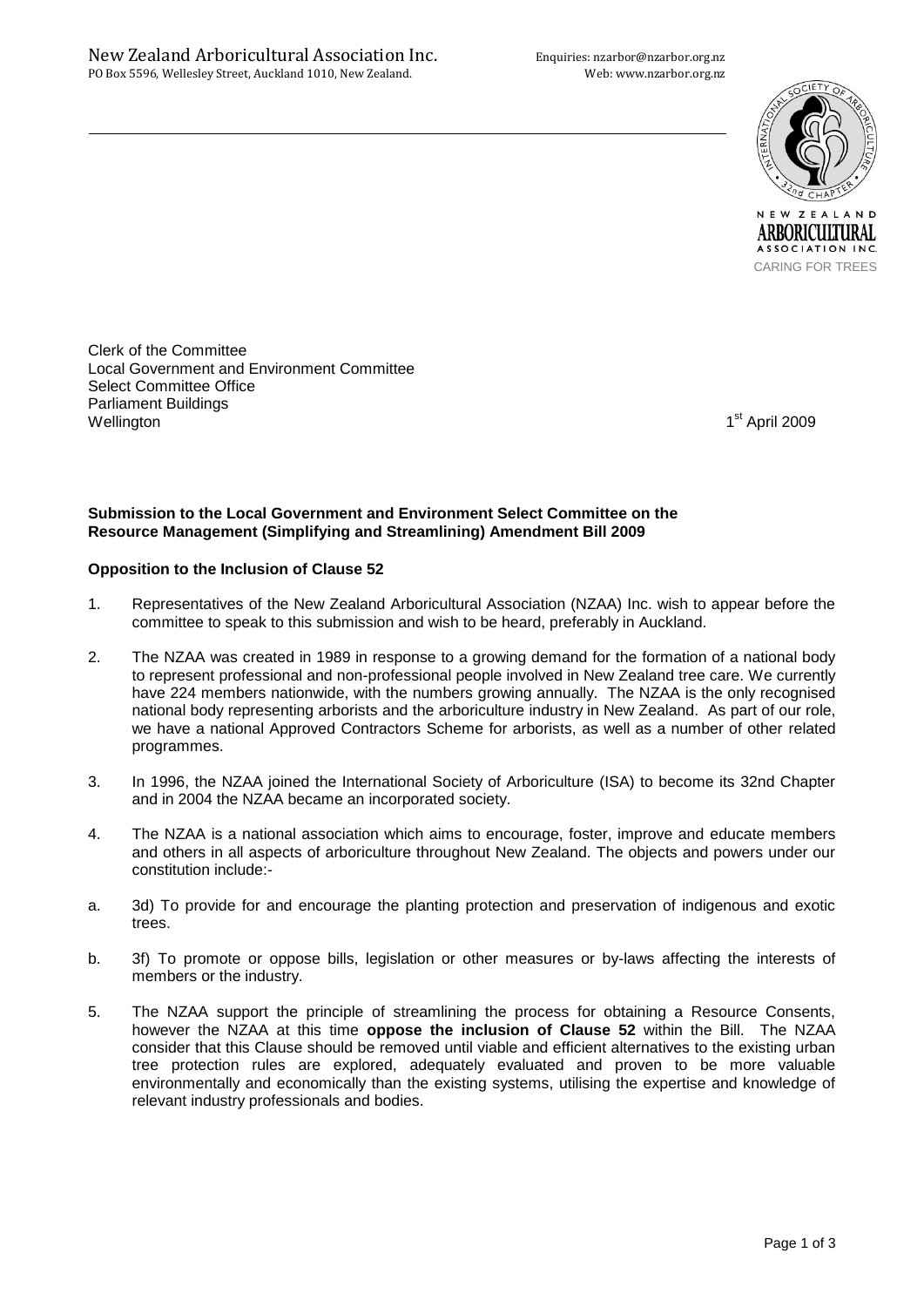New Zealand Arboricultural Association Inc.
PO Box 5596, Wellesley Street, Auckland 1010, New Zealand.

Enquiries: nzarbor@nzarbor.org.nz
Web: www.nzarbor.org.nz

NEW ZEALAND ARBORICULTURAL ASSOCIATION INC.
CARING FOR TREES

Clerk of the Committee
Local Government and Environment Committee
Select Committee Office
Parliament Buildings
Wellington

1st April 2009

**Submission to the Local Government and Environment Select Committee on the Resource Management (Simplifying and Streamlining) Amendment Bill 2009**

**Opposition to the Inclusion of Clause 52**

1. Representatives of the New Zealand Arboricultural Association (NZAA) Inc. wish to appear before the committee to speak to this submission and wish to be heard, preferably in Auckland.

2. The NZAA was created in 1989 in response to a growing demand for the formation of a national body to represent professional and non-professional people involved in New Zealand tree care. We currently have 224 members nationwide, with the numbers growing annually. The NZAA is the only recognised national body representing arborists and the arboriculture industry in New Zealand. As part of our role, we have a national Approved Contractors Scheme for arborists, as well as a number of other related programmes.

3. In 1996, the NZAA joined the International Society of Arboriculture (ISA) to become its 32nd Chapter and in 2004 the NZAA became an incorporated society.

4. The NZAA is a national association which aims to encourage, foster, improve and educate members and others in all aspects of arboriculture throughout New Zealand. The objects and powers under our constitution include:-

a. 3d) To provide for and encourage the planting protection and preservation of indigenous and exotic trees.

b. 3f) To promote or oppose bills, legislation or other measures or by-laws affecting the interests of members or the industry.

5. The NZAA support the principle of streamlining the process for obtaining a Resource Consents, however the NZAA at this time **oppose the inclusion of Clause 52** within the Bill. The NZAA consider that this Clause should be removed until viable and efficient alternatives to the existing urban tree protection rules are explored, adequately evaluated and proven to be more valuable environmentally and economically than the existing systems, utilising the expertise and knowledge of relevant industry professionals and bodies.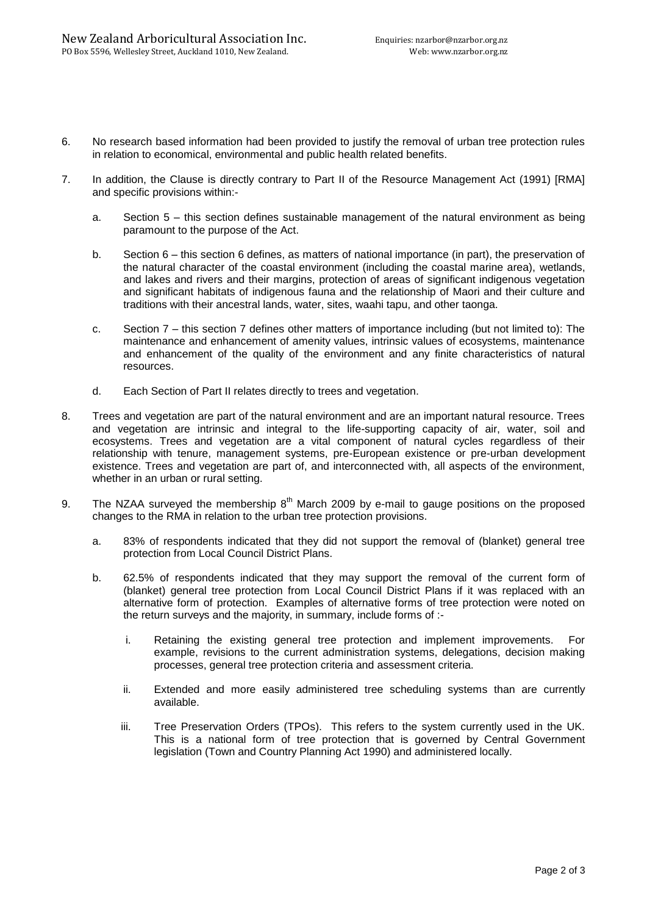6. No research based information had been provided to justify the removal of urban tree protection rules in relation to economical, environmental and public health related benefits.

7. In addition, the Clause is directly contrary to Part II of the Resource Management Act (1991) [RMA] and specific provisions within:-

    a. Section 5 – this section defines sustainable management of the natural environment as being paramount to the purpose of the Act.

    b. Section 6 – this section 6 defines, as matters of national importance (in part), the preservation of the natural character of the coastal environment (including the coastal marine area), wetlands, and lakes and rivers and their margins, protection of areas of significant indigenous vegetation and significant habitats of indigenous fauna and the relationship of Maori and their culture and traditions with their ancestral lands, water, sites, waahi tapu, and other taonga.

    c. Section 7 – this section 7 defines other matters of importance including (but not limited to): The maintenance and enhancement of amenity values, intrinsic values of ecosystems, maintenance and enhancement of the quality of the environment and any finite characteristics of natural resources.

    d. Each Section of Part II relates directly to trees and vegetation.

8. Trees and vegetation are part of the natural environment and are an important natural resource. Trees and vegetation are intrinsic and integral to the life-supporting capacity of air, water, soil and ecosystems. Trees and vegetation are a vital component of natural cycles regardless of their relationship with tenure, management systems, pre-European existence or pre-urban development existence. Trees and vegetation are part of, and interconnected with, all aspects of the environment, whether in an urban or rural setting.

9. The NZAA surveyed the membership 8th March 2009 by e-mail to gauge positions on the proposed changes to the RMA in relation to the urban tree protection provisions.

    a. 83% of respondents indicated that they did not support the removal of (blanket) general tree protection from Local Council District Plans.

    b. 62.5% of respondents indicated that they may support the removal of the current form of (blanket) general tree protection from Local Council District Plans if it was replaced with an alternative form of protection. Examples of alternative forms of tree protection were noted on the return surveys and the majority, in summary, include forms of :-

        i. Retaining the existing general tree protection and implement improvements. For example, revisions to the current administration systems, delegations, decision making processes, general tree protection criteria and assessment criteria.

        ii. Extended and more easily administered tree scheduling systems than are currently available.

        iii. Tree Preservation Orders (TPOs). This refers to the system currently used in the UK. This is a national form of tree protection that is governed by Central Government legislation (Town and Country Planning Act 1990) and administered locally.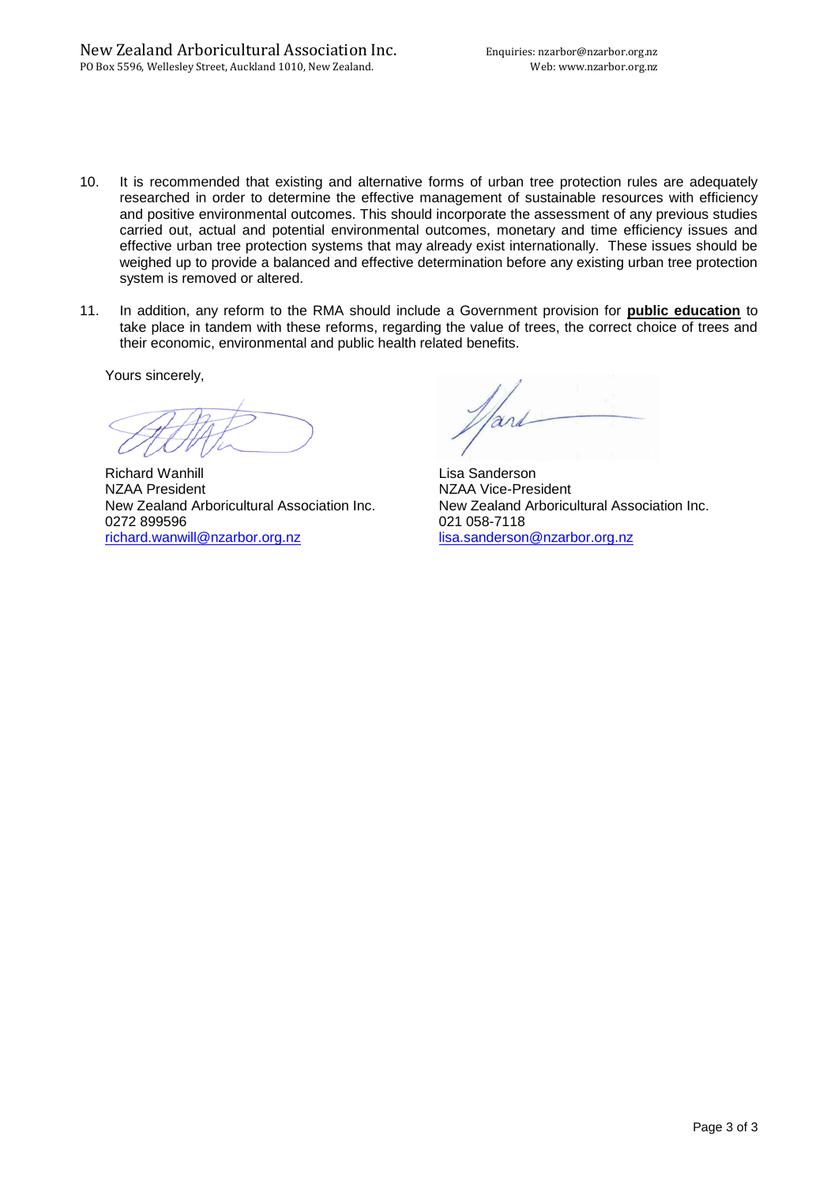10. It is recommended that existing and alternative forms of urban tree protection rules are adequately researched in order to determine the effective management of sustainable resources with efficiency and positive environmental outcomes. This should incorporate the assessment of any previous studies carried out, actual and potential environmental outcomes, monetary and time efficiency issues and effective urban tree protection systems that may already exist internationally. These issues should be weighed up to provide a balanced and effective determination before any existing urban tree protection system is removed or altered.

11. In addition, any reform to the RMA should include a Government provision for **public education** to take place in tandem with these reforms, regarding the value of trees, the correct choice of trees and their economic, environmental and public health related benefits.

Yours sincerely,

Richard Wanhill
NZAA President
New Zealand Arboricultural Association Inc.
0272 899596
richard.wanwill@nzarbor.org.nz

Lisa Sanderson
NZAA Vice-President
New Zealand Arboricultural Association Inc.
021 058-7118
lisa.sanderson@nzarbor.org.nz